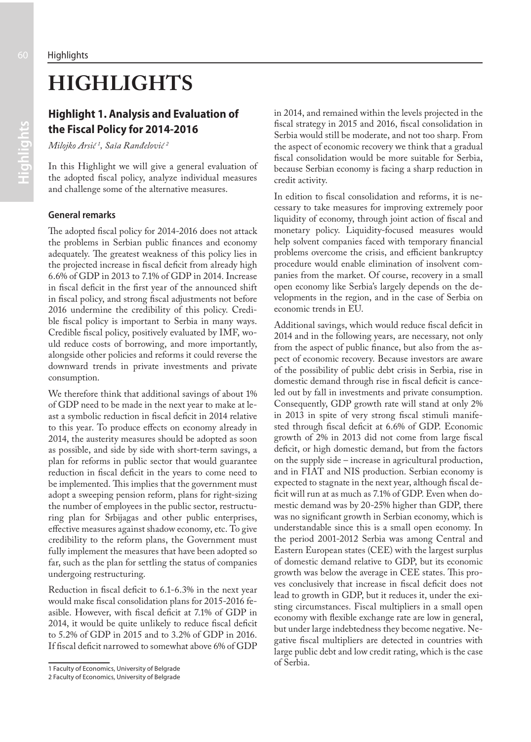# HIGHLIGHTS

## Highlight 1. Analysis and Evaluation of the Fiscal Policy for 2014-2016

*Milojko Arsić[1], Saša Ranđelović[2]*

In this Highlight we will give a general evaluation of the adopted fiscal policy, analyze individual measures and challenge some of the alternative measures.

### General remarks

The adopted fiscal policy for 2014-2016 does not attack the problems in Serbian public finances and economy adequately. The greatest weakness of this policy lies in the projected increase in fiscal deficit from already high 6.6% of GDP in 2013 to 7.1% of GDP in 2014. Increase in fiscal deficit in the first year of the announced shift in fiscal policy, and strong fiscal adjustments not before 2016 undermine the credibility of this policy. Credible fiscal policy is important to Serbia in many ways. Credible fiscal policy, positively evaluated by IMF, would reduce costs of borrowing, and more importantly, alongside other policies and reforms it could reverse the downward trends in private investments and private consumption.

We therefore think that additional savings of about 1% of GDP need to be made in the next year to make at least a symbolic reduction in fiscal deficit in 2014 relative to this year. To produce effects on economy already in 2014, the austerity measures should be adopted as soon as possible, and side by side with short-term savings, a plan for reforms in public sector that would guarantee reduction in fiscal deficit in the years to come need to be implemented. This implies that the government must adopt a sweeping pension reform, plans for right-sizing the number of employees in the public sector, restructuring plan for Srbijagas and other public enterprises, effective measures against shadow economy, etc. To give credibility to the reform plans, the Government must fully implement the measures that have been adopted so far, such as the plan for settling the status of companies undergoing restructuring.

Reduction in fiscal deficit to 6.1-6.3% in the next year would make fiscal consolidation plans for 2015-2016 feasible. However, with fiscal deficit at 7.1% of GDP in 2014, it would be quite unlikely to reduce fiscal deficit to 5.2% of GDP in 2015 and to 3.2% of GDP in 2016. If fiscal deficit narrowed to somewhat above 6% of GDP in 2014, and remained within the levels projected in the fiscal strategy in 2015 and 2016, fiscal consolidation in Serbia would still be moderate, and not too sharp. From the aspect of economic recovery we think that a gradual fiscal consolidation would be more suitable for Serbia, because Serbian economy is facing a sharp reduction in credit activity.

In edition to fiscal consolidation and reforms, it is necessary to take measures for improving extremely poor liquidity of economy, through joint action of fiscal and monetary policy. Liquidity-focused measures would help solvent companies faced with temporary financial problems overcome the crisis, and efficient bankruptcy procedure would enable elimination of insolvent companies from the market. Of course, recovery in a small open economy like Serbia's largely depends on the developments in the region, and in the case of Serbia on economic trends in EU.

Additional savings, which would reduce fiscal deficit in 2014 and in the following years, are necessary, not only from the aspect of public finance, but also from the aspect of economic recovery. Because investors are aware of the possibility of public debt crisis in Serbia, rise in domestic demand through rise in fiscal deficit is canceled out by fall in investments and private consumption. Consequently, GDP growth rate will stand at only 2% in 2013 in spite of very strong fiscal stimuli manifested through fiscal deficit at 6.6% of GDP. Economic growth of 2% in 2013 did not come from large fiscal deficit, or high domestic demand, but from the factors on the supply side – increase in agricultural production, and in FIAT and NIS production. Serbian economy is expected to stagnate in the next year, although fiscal deficit will run at as much as 7.1% of GDP. Even when domestic demand was by 20-25% higher than GDP, there was no significant growth in Serbian economy, which is understandable since this is a small open economy. In the period 2001-2012 Serbia was among Central and Eastern European states (CEE) with the largest surplus of domestic demand relative to GDP, but its economic growth was below the average in CEE states. This proves conclusively that increase in fiscal deficit does not lead to growth in GDP, but it reduces it, under the existing circumstances. Fiscal multipliers in a small open economy with flexible exchange rate are low in general, but under large indebtedness they become negative. Negative fiscal multipliers are detected in countries with large public debt and low credit rating, which is the case of Serbia.

---

[1] Faculty of Economics, University of Belgrade

[2] Faculty of Economics, University of Belgrade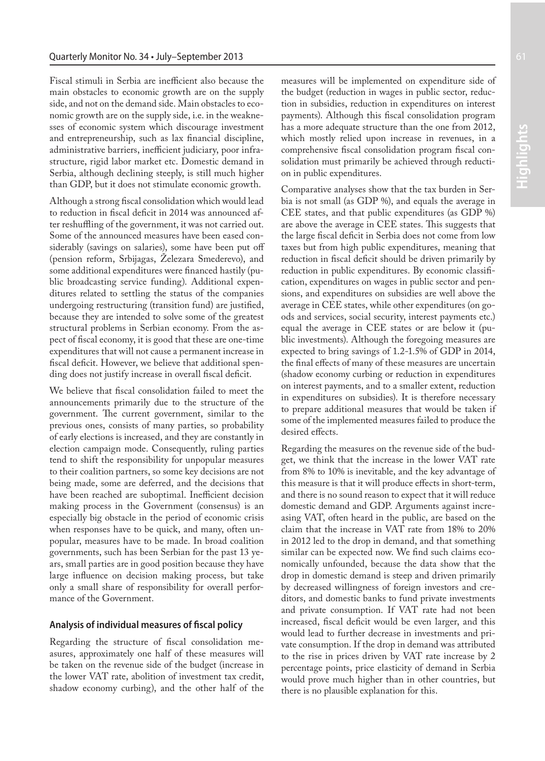Fiscal stimuli in Serbia are inefficient also because the main obstacles to economic growth are on the supply side, and not on the demand side. Main obstacles to economic growth are on the supply side, i.e. in the weaknesses of economic system which discourage investment and entrepreneurship, such as lax financial discipline, administrative barriers, inefficient judiciary, poor infrastructure, rigid labor market etc. Domestic demand in Serbia, although declining steeply, is still much higher than GDP, but it does not stimulate economic growth.

Although a strong fiscal consolidation which would lead to reduction in fiscal deficit in 2014 was announced after reshuffling of the government, it was not carried out. Some of the announced measures have been eased considerably (savings on salaries), some have been put off (pension reform, Srbijagas, Železara Smederevo), and some additional expenditures were financed hastily (public broadcasting service funding). Additional expenditures related to settling the status of the companies undergoing restructuring (transition fund) are justified, because they are intended to solve some of the greatest structural problems in Serbian economy. From the aspect of fiscal economy, it is good that these are one-time expenditures that will not cause a permanent increase in fiscal deficit. However, we believe that additional spending does not justify increase in overall fiscal deficit.

We believe that fiscal consolidation failed to meet the announcements primarily due to the structure of the government. The current government, similar to the previous ones, consists of many parties, so probability of early elections is increased, and they are constantly in election campaign mode. Consequently, ruling parties tend to shift the responsibility for unpopular measures to their coalition partners, so some key decisions are not being made, some are deferred, and the decisions that have been reached are suboptimal. Inefficient decision making process in the Government (consensus) is an especially big obstacle in the period of economic crisis when responses have to be quick, and many, often unpopular, measures have to be made. In broad coalition governments, such has been Serbian for the past 13 years, small parties are in good position because they have large influence on decision making process, but take only a small share of responsibility for overall performance of the Government.

### Analysis of individual measures of fiscal policy

Regarding the structure of fiscal consolidation measures, approximately one half of these measures will be taken on the revenue side of the budget (increase in the lower VAT rate, abolition of investment tax credit, shadow economy curbing), and the other half of the measures will be implemented on expenditure side of the budget (reduction in wages in public sector, reduction in subsidies, reduction in expenditures on interest payments). Although this fiscal consolidation program has a more adequate structure than the one from 2012, which mostly relied upon increase in revenues, in a comprehensive fiscal consolidation program fiscal consolidation must primarily be achieved through reduction in public expenditures.

Comparative analyses show that the tax burden in Serbia is not small (as GDP %), and equals the average in CEE states, and that public expenditures (as GDP %) are above the average in CEE states. This suggests that the large fiscal deficit in Serbia does not come from low taxes but from high public expenditures, meaning that reduction in fiscal deficit should be driven primarily by reduction in public expenditures. By economic classification, expenditures on wages in public sector and pensions, and expenditures on subsidies are well above the average in CEE states, while other expenditures (on goods and services, social security, interest payments etc.) equal the average in CEE states or are below it (public investments). Although the foregoing measures are expected to bring savings of 1.2-1.5% of GDP in 2014, the final effects of many of these measures are uncertain (shadow economy curbing or reduction in expenditures on interest payments, and to a smaller extent, reduction in expenditures on subsidies). It is therefore necessary to prepare additional measures that would be taken if some of the implemented measures failed to produce the desired effects.

Regarding the measures on the revenue side of the budget, we think that the increase in the lower VAT rate from 8% to 10% is inevitable, and the key advantage of this measure is that it will produce effects in short-term, and there is no sound reason to expect that it will reduce domestic demand and GDP. Arguments against increasing VAT, often heard in the public, are based on the claim that the increase in VAT rate from 18% to 20% in 2012 led to the drop in demand, and that something similar can be expected now. We find such claims economically unfounded, because the data show that the drop in domestic demand is steep and driven primarily by decreased willingness of foreign investors and creditors, and domestic banks to fund private investments and private consumption. If VAT rate had not been increased, fiscal deficit would be even larger, and this would lead to further decrease in investments and private consumption. If the drop in demand was attributed to the rise in prices driven by VAT rate increase by 2 percentage points, price elasticity of demand in Serbia would prove much higher than in other countries, but there is no plausible explanation for this.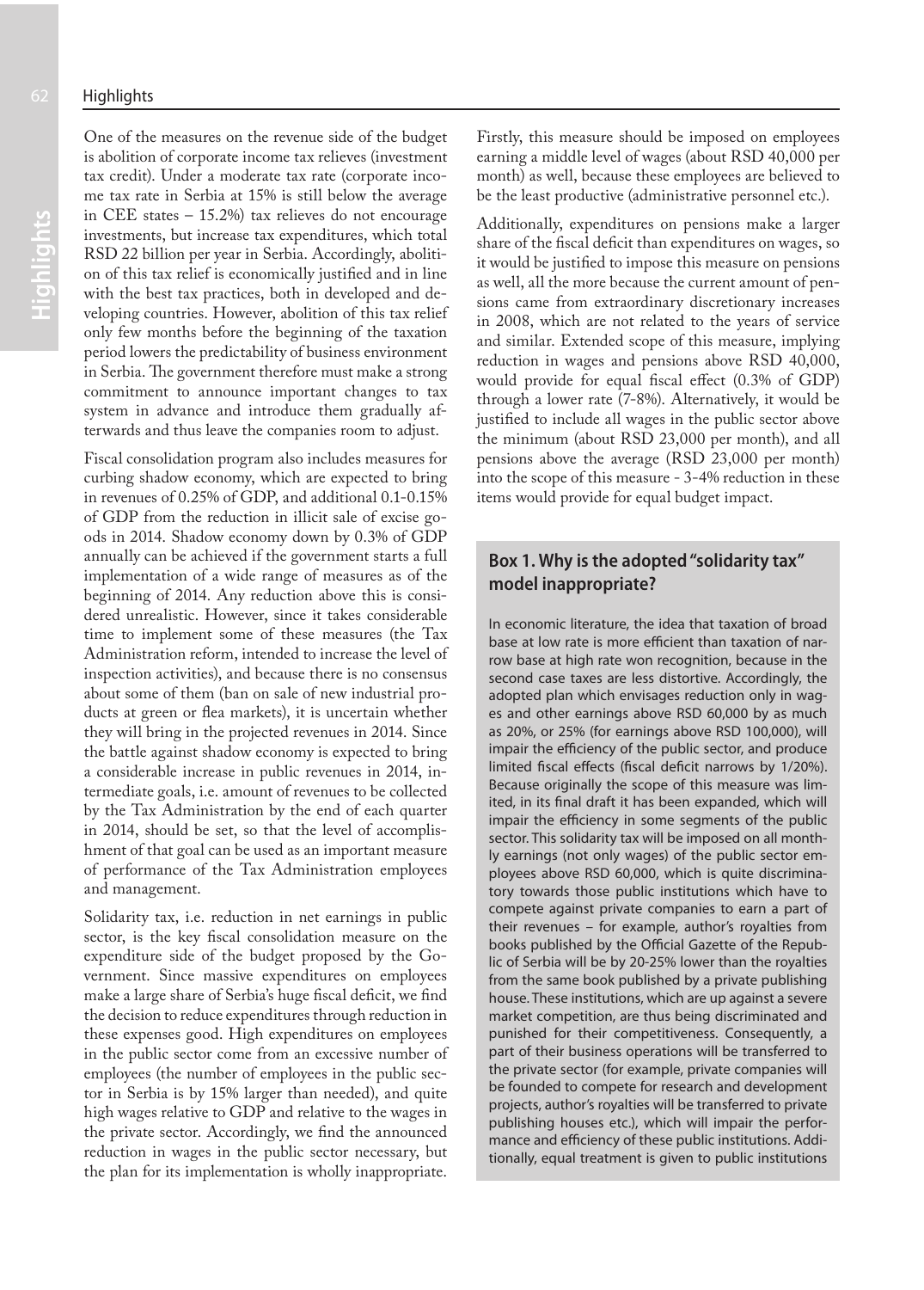One of the measures on the revenue side of the budget is abolition of corporate income tax relieves (investment tax credit). Under a moderate tax rate (corporate income tax rate in Serbia at 15% is still below the average in CEE states – 15.2%) tax relieves do not encourage investments, but increase tax expenditures, which total RSD 22 billion per year in Serbia. Accordingly, abolition of this tax relief is economically justified and in line with the best tax practices, both in developed and developing countries. However, abolition of this tax relief only few months before the beginning of the taxation period lowers the predictability of business environment in Serbia. The government therefore must make a strong commitment to announce important changes to tax system in advance and introduce them gradually afterwards and thus leave the companies room to adjust.

Fiscal consolidation program also includes measures for curbing shadow economy, which are expected to bring in revenues of 0.25% of GDP, and additional 0.1-0.15% of GDP from the reduction in illicit sale of excise goods in 2014. Shadow economy down by 0.3% of GDP annually can be achieved if the government starts a full implementation of a wide range of measures as of the beginning of 2014. Any reduction above this is considered unrealistic. However, since it takes considerable time to implement some of these measures (the Tax Administration reform, intended to increase the level of inspection activities), and because there is no consensus about some of them (ban on sale of new industrial products at green or flea markets), it is uncertain whether they will bring in the projected revenues in 2014. Since the battle against shadow economy is expected to bring a considerable increase in public revenues in 2014, intermediate goals, i.e. amount of revenues to be collected by the Tax Administration by the end of each quarter in 2014, should be set, so that the level of accomplishment of that goal can be used as an important measure of performance of the Tax Administration employees and management.

Solidarity tax, i.e. reduction in net earnings in public sector, is the key fiscal consolidation measure on the expenditure side of the budget proposed by the Government. Since massive expenditures on employees make a large share of Serbia's huge fiscal deficit, we find the decision to reduce expenditures through reduction in these expenses good. High expenditures on employees in the public sector come from an excessive number of employees (the number of employees in the public sector in Serbia is by 15% larger than needed), and quite high wages relative to GDP and relative to the wages in the private sector. Accordingly, we find the announced reduction in wages in the public sector necessary, but the plan for its implementation is wholly inappropriate.

Firstly, this measure should be imposed on employees earning a middle level of wages (about RSD 40,000 per month) as well, because these employees are believed to be the least productive (administrative personnel etc.).

Additionally, expenditures on pensions make a larger share of the fiscal deficit than expenditures on wages, so it would be justified to impose this measure on pensions as well, all the more because the current amount of pensions came from extraordinary discretionary increases in 2008, which are not related to the years of service and similar. Extended scope of this measure, implying reduction in wages and pensions above RSD 40,000, would provide for equal fiscal effect (0.3% of GDP) through a lower rate (7-8%). Alternatively, it would be justified to include all wages in the public sector above the minimum (about RSD 23,000 per month), and all pensions above the average (RSD 23,000 per month) into the scope of this measure - 3-4% reduction in these items would provide for equal budget impact.

## Box 1. Why is the adopted "solidarity tax" model inappropriate?

In economic literature, the idea that taxation of broad base at low rate is more efficient than taxation of narrow base at high rate won recognition, because in the second case taxes are less distortive. Accordingly, the adopted plan which envisages reduction only in wages and other earnings above RSD 60,000 by as much as 20%, or 25% (for earnings above RSD 100,000), will impair the efficiency of the public sector, and produce limited fiscal effects (fiscal deficit narrows by 1/20%). Because originally the scope of this measure was limited, in its final draft it has been expanded, which will impair the efficiency in some segments of the public sector. This solidarity tax will be imposed on all monthly earnings (not only wages) of the public sector employees above RSD 60,000, which is quite discriminatory towards those public institutions which have to compete against private companies to earn a part of their revenues – for example, author's royalties from books published by the Official Gazette of the Republic of Serbia will be by 20-25% lower than the royalties from the same book published by a private publishing house. These institutions, which are up against a severe market competition, are thus being discriminated and punished for their competitiveness. Consequently, a part of their business operations will be transferred to the private sector (for example, private companies will be founded to compete for research and development projects, author's royalties will be transferred to private publishing houses etc.), which will impair the performance and efficiency of these public institutions. Additionally, equal treatment is given to public institutions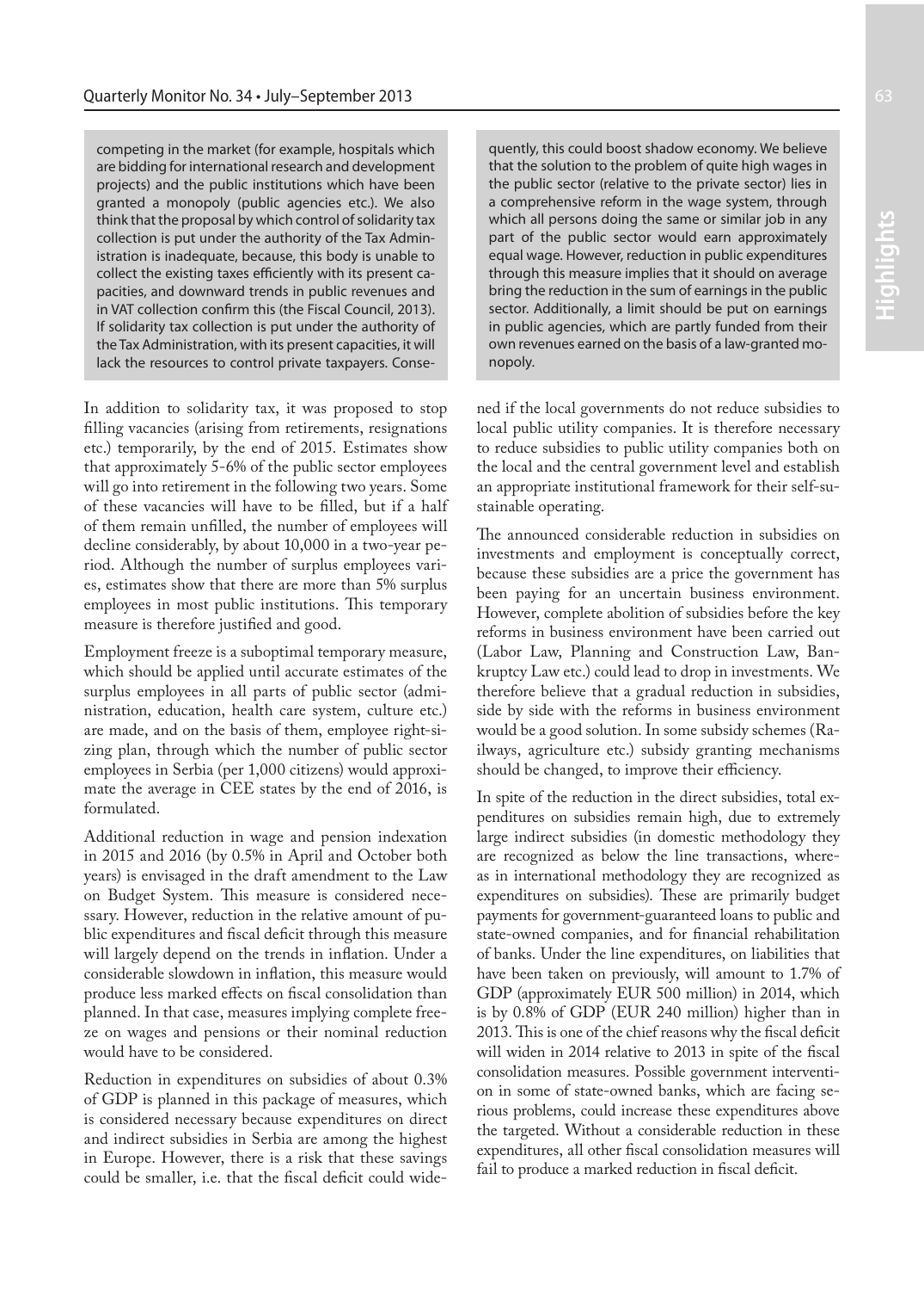competing in the market (for example, hospitals which are bidding for international research and development projects) and the public institutions which have been granted a monopoly (public agencies etc.). We also think that the proposal by which control of solidarity tax collection is put under the authority of the Tax Administration is inadequate, because, this body is unable to collect the existing taxes efficiently with its present capacities, and downward trends in public revenues and in VAT collection confirm this (the Fiscal Council, 2013). If solidarity tax collection is put under the authority of the Tax Administration, with its present capacities, it will lack the resources to control private taxpayers. Consequently, this could boost shadow economy. We believe that the solution to the problem of quite high wages in the public sector (relative to the private sector) lies in a comprehensive reform in the wage system, through which all persons doing the same or similar job in any part of the public sector would earn approximately equal wage. However, reduction in public expenditures through this measure implies that it should on average bring the reduction in the sum of earnings in the public sector. Additionally, a limit should be put on earnings in public agencies, which are partly funded from their own revenues earned on the basis of a law-granted monopoly.

In addition to solidarity tax, it was proposed to stop filling vacancies (arising from retirements, resignations etc.) temporarily, by the end of 2015. Estimates show that approximately 5-6% of the public sector employees will go into retirement in the following two years. Some of these vacancies will have to be filled, but if a half of them remain unfilled, the number of employees will decline considerably, by about 10,000 in a two-year period. Although the number of surplus employees varies, estimates show that there are more than 5% surplus employees in most public institutions. This temporary measure is therefore justified and good.

Employment freeze is a suboptimal temporary measure, which should be applied until accurate estimates of the surplus employees in all parts of public sector (administration, education, health care system, culture etc.) are made, and on the basis of them, employee right-sizing plan, through which the number of public sector employees in Serbia (per 1,000 citizens) would approximate the average in CEE states by the end of 2016, is formulated.

Additional reduction in wage and pension indexation in 2015 and 2016 (by 0.5% in April and October both years) is envisaged in the draft amendment to the Law on Budget System. This measure is considered necessary. However, reduction in the relative amount of public expenditures and fiscal deficit through this measure will largely depend on the trends in inflation. Under a considerable slowdown in inflation, this measure would produce less marked effects on fiscal consolidation than planned. In that case, measures implying complete freeze on wages and pensions or their nominal reduction would have to be considered.

Reduction in expenditures on subsidies of about 0.3% of GDP is planned in this package of measures, which is considered necessary because expenditures on direct and indirect subsidies in Serbia are among the highest in Europe. However, there is a risk that these savings could be smaller, i.e. that the fiscal deficit could widened if the local governments do not reduce subsidies to local public utility companies. It is therefore necessary to reduce subsidies to public utility companies both on the local and the central government level and establish an appropriate institutional framework for their self-sustainable operating.

The announced considerable reduction in subsidies on investments and employment is conceptually correct, because these subsidies are a price the government has been paying for an uncertain business environment. However, complete abolition of subsidies before the key reforms in business environment have been carried out (Labor Law, Planning and Construction Law, Bankruptcy Law etc.) could lead to drop in investments. We therefore believe that a gradual reduction in subsidies, side by side with the reforms in business environment would be a good solution. In some subsidy schemes (Railways, agriculture etc.) subsidy granting mechanisms should be changed, to improve their efficiency.

In spite of the reduction in the direct subsidies, total expenditures on subsidies remain high, due to extremely large indirect subsidies (in domestic methodology they are recognized as below the line transactions, whereas in international methodology they are recognized as expenditures on subsidies). These are primarily budget payments for government-guaranteed loans to public and state-owned companies, and for financial rehabilitation of banks. Under the line expenditures, on liabilities that have been taken on previously, will amount to 1.7% of GDP (approximately EUR 500 million) in 2014, which is by 0.8% of GDP (EUR 240 million) higher than in 2013. This is one of the chief reasons why the fiscal deficit will widen in 2014 relative to 2013 in spite of the fiscal consolidation measures. Possible government intervention in some of state-owned banks, which are facing serious problems, could increase these expenditures above the targeted. Without a considerable reduction in these expenditures, all other fiscal consolidation measures will fail to produce a marked reduction in fiscal deficit.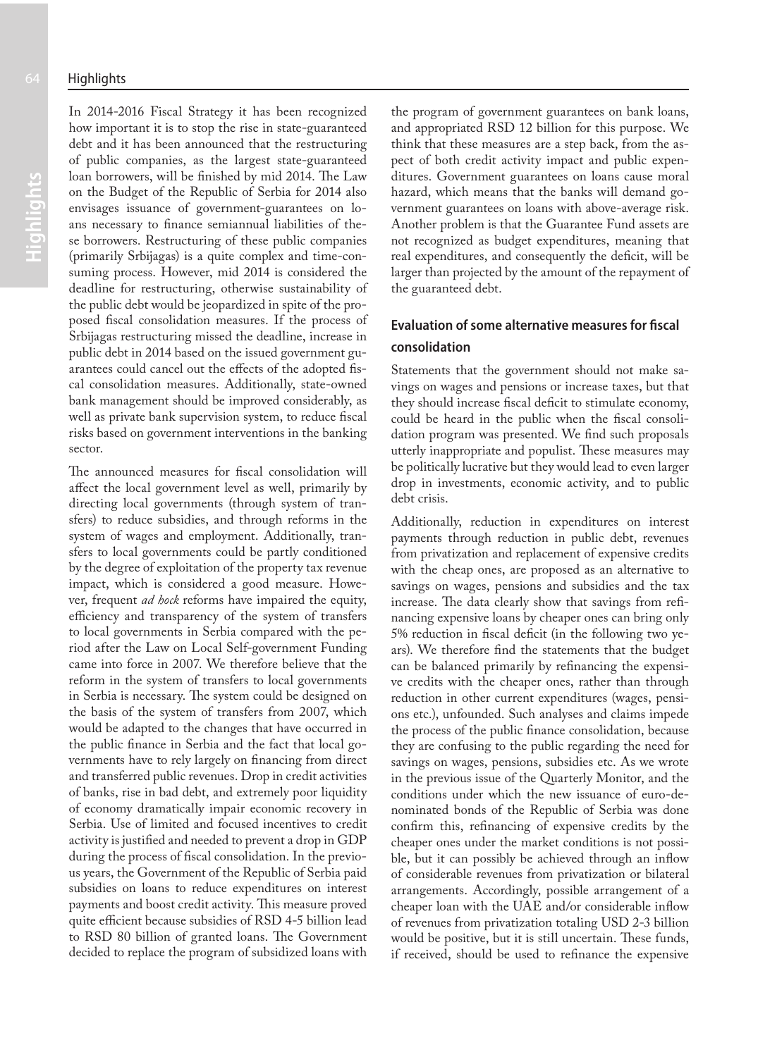In 2014-2016 Fiscal Strategy it has been recognized how important it is to stop the rise in state-guaranteed debt and it has been announced that the restructuring of public companies, as the largest state-guaranteed loan borrowers, will be finished by mid 2014. The Law on the Budget of the Republic of Serbia for 2014 also envisages issuance of government-guarantees on loans necessary to finance semiannual liabilities of these borrowers. Restructuring of these public companies (primarily Srbijagas) is a quite complex and time-consuming process. However, mid 2014 is considered the deadline for restructuring, otherwise sustainability of the public debt would be jeopardized in spite of the proposed fiscal consolidation measures. If the process of Srbijagas restructuring missed the deadline, increase in public debt in 2014 based on the issued government guarantees could cancel out the effects of the adopted fiscal consolidation measures. Additionally, state-owned bank management should be improved considerably, as well as private bank supervision system, to reduce fiscal risks based on government interventions in the banking sector.

The announced measures for fiscal consolidation will affect the local government level as well, primarily by directing local governments (through system of transfers) to reduce subsidies, and through reforms in the system of wages and employment. Additionally, transfers to local governments could be partly conditioned by the degree of exploitation of the property tax revenue impact, which is considered a good measure. However, frequent *ad hock* reforms have impaired the equity, efficiency and transparency of the system of transfers to local governments in Serbia compared with the period after the Law on Local Self-government Funding came into force in 2007. We therefore believe that the reform in the system of transfers to local governments in Serbia is necessary. The system could be designed on the basis of the system of transfers from 2007, which would be adapted to the changes that have occurred in the public finance in Serbia and the fact that local governments have to rely largely on financing from direct and transferred public revenues. Drop in credit activities of banks, rise in bad debt, and extremely poor liquidity of economy dramatically impair economic recovery in Serbia. Use of limited and focused incentives to credit activity is justified and needed to prevent a drop in GDP during the process of fiscal consolidation. In the previous years, the Government of the Republic of Serbia paid subsidies on loans to reduce expenditures on interest payments and boost credit activity. This measure proved quite efficient because subsidies of RSD 4-5 billion lead to RSD 80 billion of granted loans. The Government decided to replace the program of subsidized loans with the program of government guarantees on bank loans, and appropriated RSD 12 billion for this purpose. We think that these measures are a step back, from the aspect of both credit activity impact and public expenditures. Government guarantees on loans cause moral hazard, which means that the banks will demand government guarantees on loans with above-average risk. Another problem is that the Guarantee Fund assets are not recognized as budget expenditures, meaning that real expenditures, and consequently the deficit, will be larger than projected by the amount of the repayment of the guaranteed debt.

### Evaluation of some alternative measures for fiscal consolidation

Statements that the government should not make savings on wages and pensions or increase taxes, but that they should increase fiscal deficit to stimulate economy, could be heard in the public when the fiscal consolidation program was presented. We find such proposals utterly inappropriate and populist. These measures may be politically lucrative but they would lead to even larger drop in investments, economic activity, and to public debt crisis.

Additionally, reduction in expenditures on interest payments through reduction in public debt, revenues from privatization and replacement of expensive credits with the cheap ones, are proposed as an alternative to savings on wages, pensions and subsidies and the tax increase. The data clearly show that savings from refinancing expensive loans by cheaper ones can bring only 5% reduction in fiscal deficit (in the following two years). We therefore find the statements that the budget can be balanced primarily by refinancing the expensive credits with the cheaper ones, rather than through reduction in other current expenditures (wages, pensions etc.), unfounded. Such analyses and claims impede the process of the public finance consolidation, because they are confusing to the public regarding the need for savings on wages, pensions, subsidies etc. As we wrote in the previous issue of the Quarterly Monitor, and the conditions under which the new issuance of euro-denominated bonds of the Republic of Serbia was done confirm this, refinancing of expensive credits by the cheaper ones under the market conditions is not possible, but it can possibly be achieved through an inflow of considerable revenues from privatization or bilateral arrangements. Accordingly, possible arrangement of a cheaper loan with the UAE and/or considerable inflow of revenues from privatization totaling USD 2-3 billion would be positive, but it is still uncertain. These funds, if received, should be used to refinance the expensive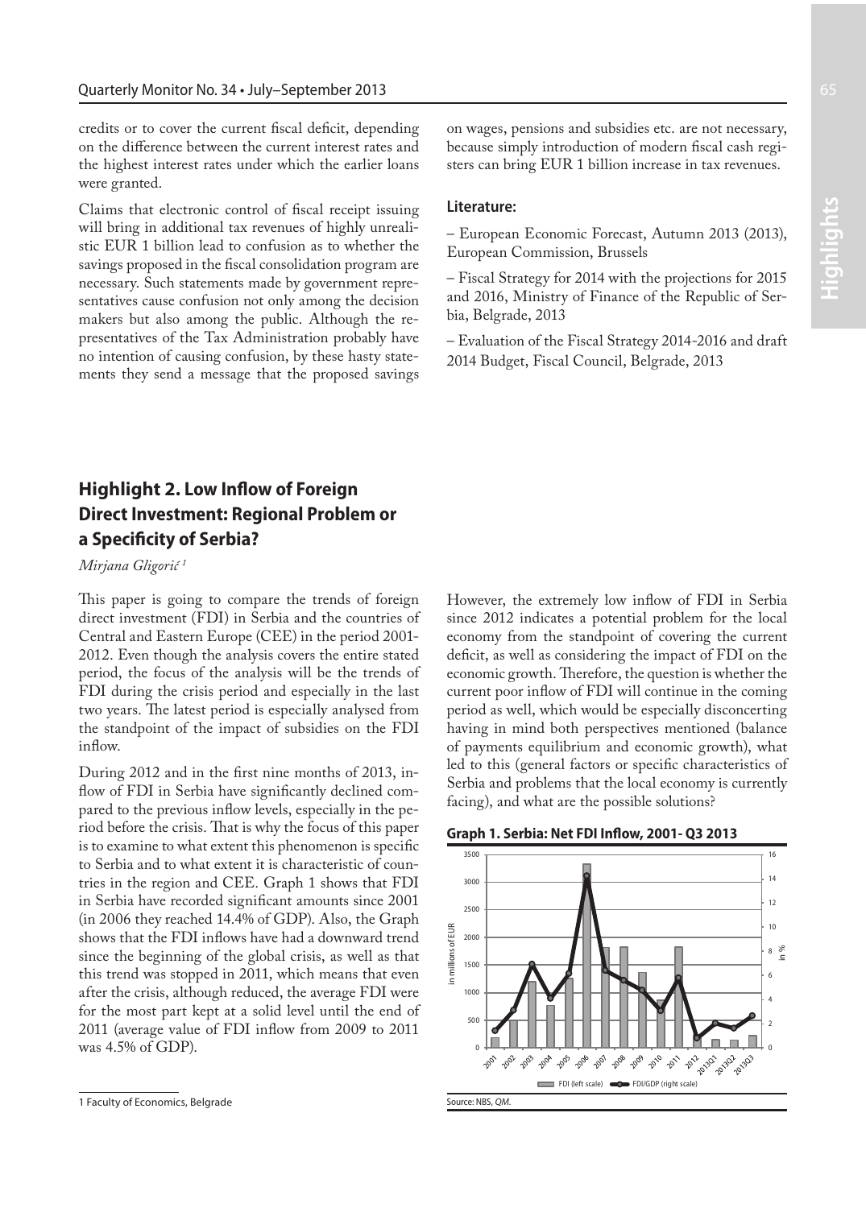credits or to cover the current fiscal deficit, depending on the difference between the current interest rates and the highest interest rates under which the earlier loans were granted.

Claims that electronic control of fiscal receipt issuing will bring in additional tax revenues of highly unrealistic EUR 1 billion lead to confusion as to whether the savings proposed in the fiscal consolidation program are necessary. Such statements made by government representatives cause confusion not only among the decision makers but also among the public. Although the representatives of the Tax Administration probably have no intention of causing confusion, by these hasty statements they send a message that the proposed savings on wages, pensions and subsidies etc. are not necessary, because simply introduction of modern fiscal cash registers can bring EUR 1 billion increase in tax revenues.

**Literature:**

– European Economic Forecast, Autumn 2013 (2013), European Commission, Brussels

– Fiscal Strategy for 2014 with the projections for 2015 and 2016, Ministry of Finance of the Republic of Serbia, Belgrade, 2013

– Evaluation of the Fiscal Strategy 2014-2016 and draft 2014 Budget, Fiscal Council, Belgrade, 2013

## Highlight 2. Low Inflow of Foreign Direct Investment: Regional Problem or a Specificity of Serbia?

*Mirjana Gligorić* [1]

This paper is going to compare the trends of foreign direct investment (FDI) in Serbia and the countries of Central and Eastern Europe (CEE) in the period 2001-2012. Even though the analysis covers the entire stated period, the focus of the analysis will be the trends of FDI during the crisis period and especially in the last two years. The latest period is especially analysed from the standpoint of the impact of subsidies on the FDI inflow.

During 2012 and in the first nine months of 2013, inflow of FDI in Serbia have significantly declined compared to the previous inflow levels, especially in the period before the crisis. That is why the focus of this paper is to examine to what extent this phenomenon is specific to Serbia and to what extent it is characteristic of countries in the region and CEE. Graph 1 shows that FDI in Serbia have recorded significant amounts since 2001 (in 2006 they reached 14.4% of GDP). Also, the Graph shows that the FDI inflows have had a downward trend since the beginning of the global crisis, as well as that this trend was stopped in 2011, which means that even after the crisis, although reduced, the average FDI were for the most part kept at a solid level until the end of 2011 (average value of FDI inflow from 2009 to 2011 was 4.5% of GDP).

However, the extremely low inflow of FDI in Serbia since 2012 indicates a potential problem for the local economy from the standpoint of covering the current deficit, as well as considering the impact of FDI on the economic growth. Therefore, the question is whether the current poor inflow of FDI will continue in the coming period as well, which would be especially disconcerting having in mind both perspectives mentioned (balance of payments equilibrium and economic growth), what led to this (general factors or specific characteristics of Serbia and problems that the local economy is currently facing), and what are the possible solutions?

**Graph 1. Serbia: Net FDI Inflow, 2001- Q3 2013**

in millions of EUR: 0, 500, 1000, 1500, 2000, 2500, 3000, 3500

in %: 0, 2, 4, 6, 8, 10, 12, 14, 16

2001, 2002, 2003, 2004, 2005, 2006, 2007, 2008, 2009, 2010, 2011, 2012, 2013Q1, 2013Q2, 2013Q3

FDI (left scale) FDI/GDP (right scale)

Source: NBS, *QM*.

---

1 Faculty of Economics, Belgrade